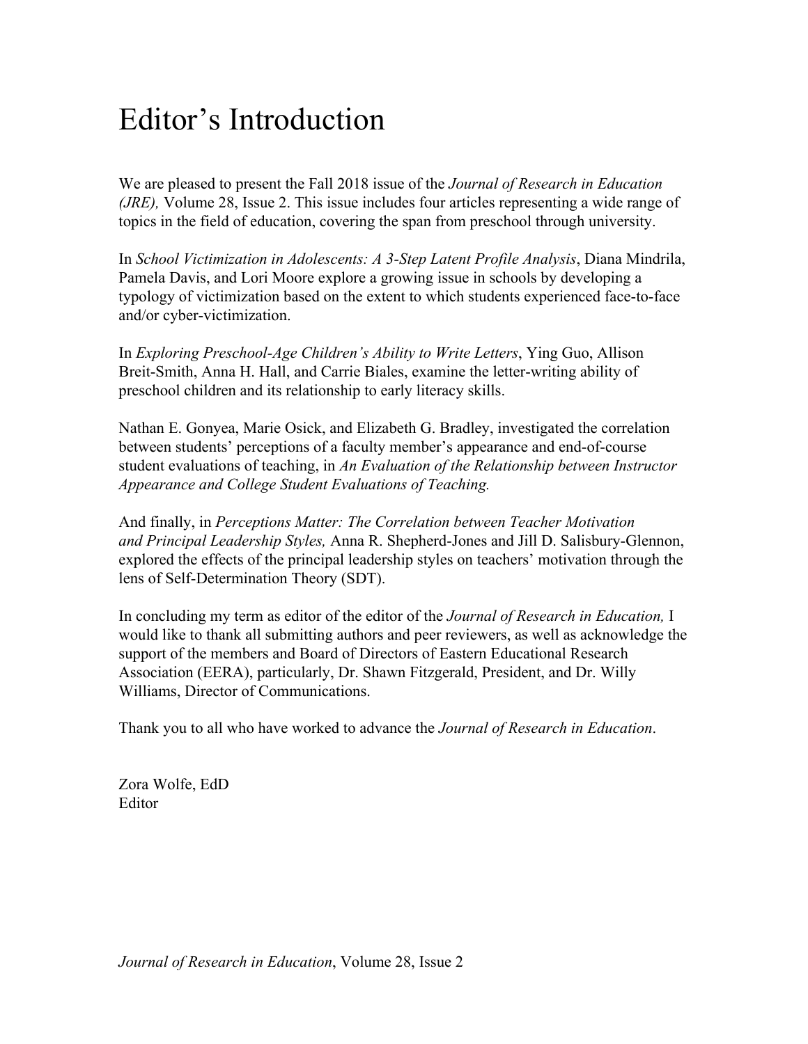# Editor's Introduction

We are pleased to present the Fall 2018 issue of the *Journal of Research in Education (JRE),* Volume 28, Issue 2. This issue includes four articles representing a wide range of topics in the field of education, covering the span from preschool through university.

In *School Victimization in Adolescents: A 3-Step Latent Profile Analysis*, Diana Mindrila, Pamela Davis, and Lori Moore explore a growing issue in schools by developing a typology of victimization based on the extent to which students experienced face-to-face and/or cyber-victimization.

In *Exploring Preschool-Age Children's Ability to Write Letters*, Ying Guo, Allison Breit-Smith, Anna H. Hall, and Carrie Biales, examine the letter-writing ability of preschool children and its relationship to early literacy skills.

Nathan E. Gonyea, Marie Osick, and Elizabeth G. Bradley, investigated the correlation between students' perceptions of a faculty member's appearance and end-of-course student evaluations of teaching, in *An Evaluation of the Relationship between Instructor Appearance and College Student Evaluations of Teaching.*

And finally, in *Perceptions Matter: The Correlation between Teacher Motivation and Principal Leadership Styles,* Anna R. Shepherd-Jones and Jill D. Salisbury-Glennon, explored the effects of the principal leadership styles on teachers' motivation through the lens of Self-Determination Theory (SDT).

In concluding my term as editor of the editor of the *Journal of Research in Education,* I would like to thank all submitting authors and peer reviewers, as well as acknowledge the support of the members and Board of Directors of Eastern Educational Research Association (EERA), particularly, Dr. Shawn Fitzgerald, President, and Dr. Willy Williams, Director of Communications.

Thank you to all who have worked to advance the *Journal of Research in Education*.

Zora Wolfe, EdD  
Editor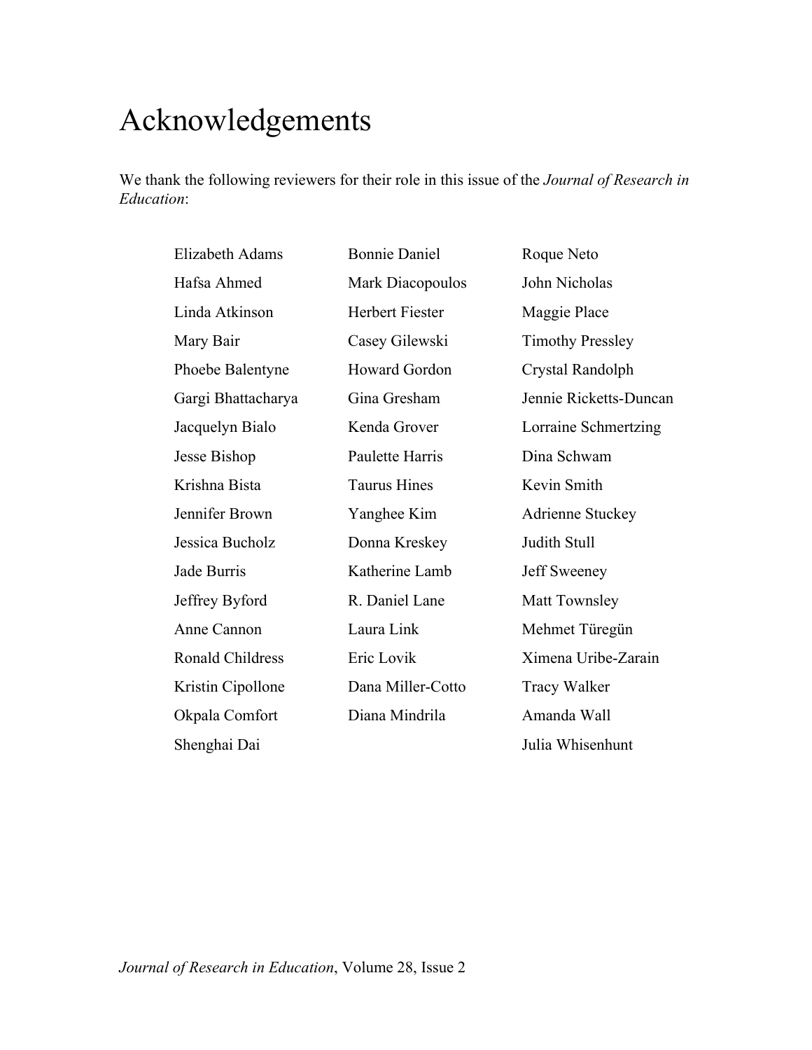# Acknowledgements

We thank the following reviewers for their role in this issue of the *Journal of Research in Education*:

Elizabeth Adams
Hafsa Ahmed
Linda Atkinson
Mary Bair
Phoebe Balentyne
Gargi Bhattacharya
Jacquelyn Bialo
Jesse Bishop
Krishna Bista
Jennifer Brown
Jessica Bucholz
Jade Burris
Jeffrey Byford
Anne Cannon
Ronald Childress
Kristin Cipollone
Okpala Comfort
Shenghai Dai
Bonnie Daniel
Mark Diacopoulos
Herbert Fiester
Casey Gilewski
Howard Gordon
Gina Gresham
Kenda Grover
Paulette Harris
Taurus Hines
Yanghee Kim
Donna Kreskey
Katherine Lamb
R. Daniel Lane
Laura Link
Eric Lovik
Dana Miller-Cotto
Diana Mindrila
Roque Neto
John Nicholas
Maggie Place
Timothy Pressley
Crystal Randolph
Jennie Ricketts-Duncan
Lorraine Schmertzing
Dina Schwam
Kevin Smith
Adrienne Stuckey
Judith Stull
Jeff Sweeney
Matt Townsley
Mehmet Türegün
Ximena Uribe-Zarain
Tracy Walker
Amanda Wall
Julia Whisenhunt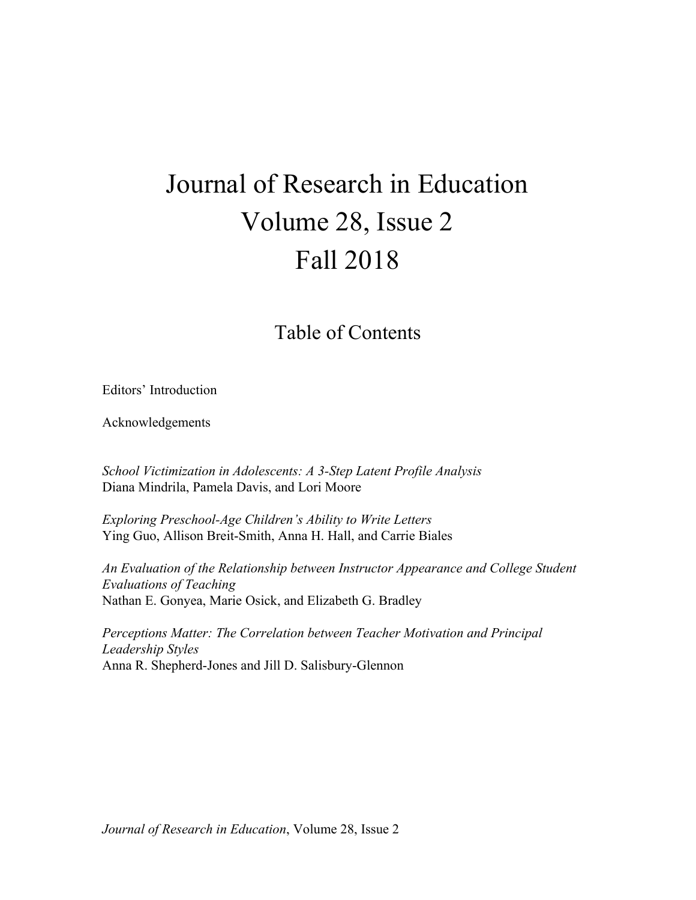# Journal of Research in Education
# Volume 28, Issue 2
# Fall 2018

## Table of Contents

Editors' Introduction

Acknowledgements

*School Victimization in Adolescents: A 3-Step Latent Profile Analysis*
Diana Mindrila, Pamela Davis, and Lori Moore

*Exploring Preschool-Age Children's Ability to Write Letters*
Ying Guo, Allison Breit-Smith, Anna H. Hall, and Carrie Biales

*An Evaluation of the Relationship between Instructor Appearance and College Student Evaluations of Teaching*
Nathan E. Gonyea, Marie Osick, and Elizabeth G. Bradley

*Perceptions Matter: The Correlation between Teacher Motivation and Principal Leadership Styles*
Anna R. Shepherd-Jones and Jill D. Salisbury-Glennon